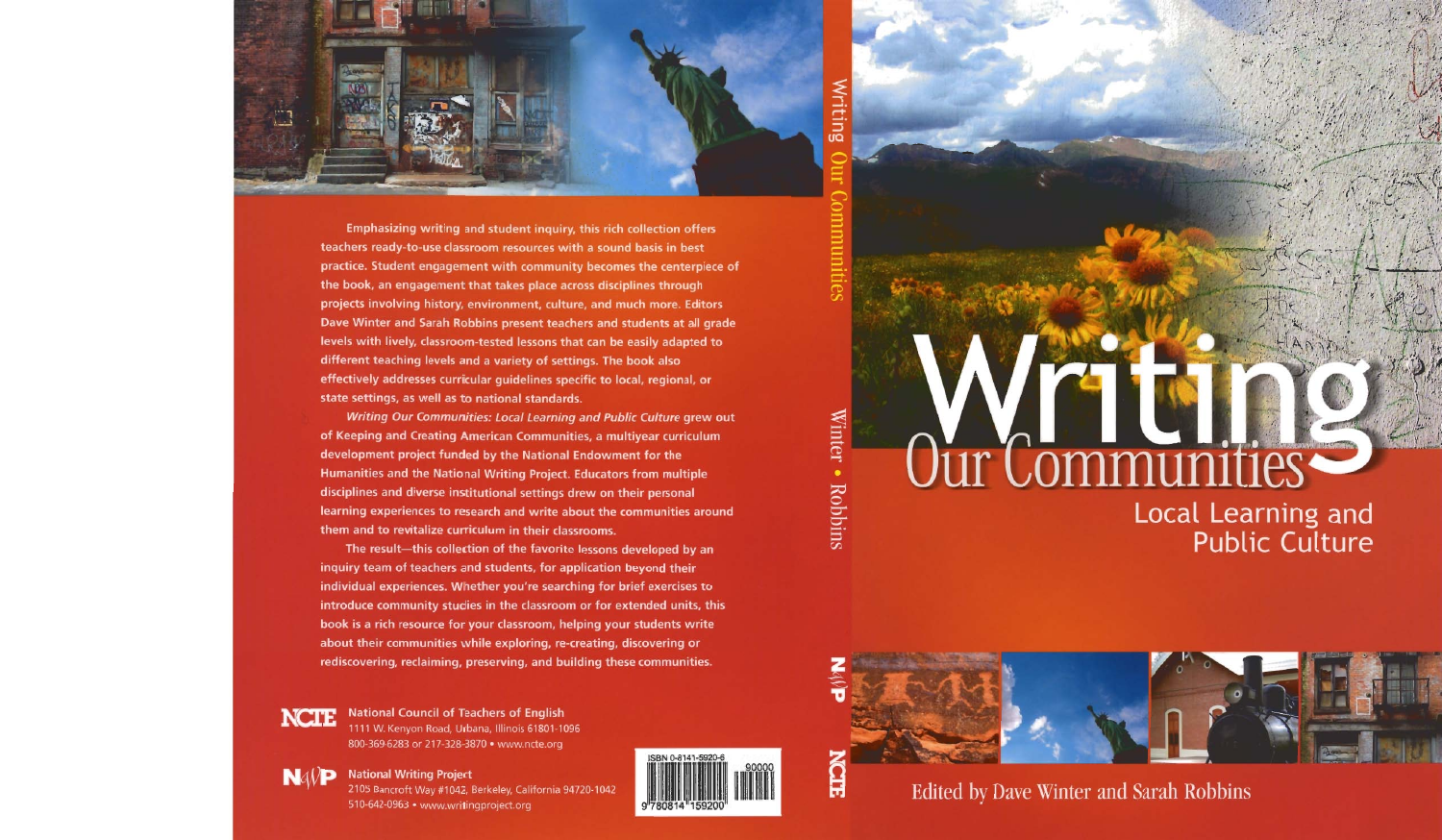# Writing Our Communities

## Local Learning and Public Culture

Edited by Dave Winter and Sarah Robbins

Emphasizing writing and student inquiry, this rich collection offers teachers ready-to-use classroom resources with a sound basis in best practice. Student engagement with community becomes the centerpiece of the book, an engagement that takes place across disciplines through projects involving history, environment, culture, and much more. Editors Dave Winter and Sarah Robbins present teachers and students at all grade levels with lively, classroom-tested lessons that can be easily adapted to different teaching levels and a variety of settings. The book also effectively addresses curricular guidelines specific to local, regional, or state settings, as well as to national standards.

*Writing Our Communities: Local Learning and Public Culture* grew out of Keeping and Creating American Communities, a multiyear curriculum development project funded by the National Endowment for the Humanities and the National Writing Project. Educators from multiple disciplines and diverse institutional settings drew on their personal learning experiences to research and write about the communities around them and to revitalize curriculum in their classrooms.

The result—this collection of the favorite lessons developed by an inquiry team of teachers and students, for application beyond their individual experiences. Whether you're searching for brief exercises to introduce community studies in the classroom or for extended units, this book is a rich resource for your classroom, helping your students write about their communities while exploring, re-creating, discovering or rediscovering, reclaiming, preserving, and building these communities.

**NCTE** National Council of Teachers of English
1111 W. Kenyon Road, Urbana, Illinois 61801-1096
800-369-6283 or 217-328-3870 • www.ncte.org

**NWP** National Writing Project
2105 Bancroft Way #1042, Berkeley, California 94720-1042
510-642-0963 • www.writingproject.org

ISBN 0-8141-5920-6

90000

9 780814 159200

Writing Our Communities — Winter • Robbins — NWP — NCTE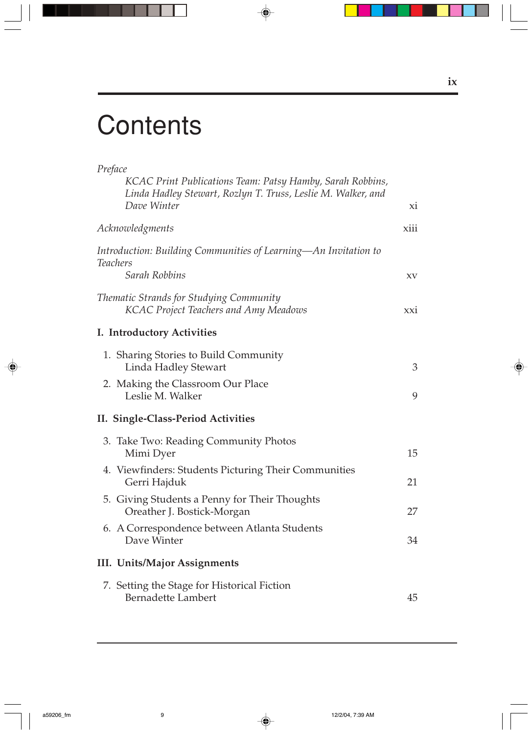# Contents

*Preface*
*KCAC Print Publications Team: Patsy Hamby, Sarah Robbins, Linda Hadley Stewart, Rozlyn T. Truss, Leslie M. Walker, and Dave Winter* — xi

*Acknowledgments* — xiii

*Introduction: Building Communities of Learning—An Invitation to Teachers*
*Sarah Robbins* — xv

*Thematic Strands for Studying Community*
*KCAC Project Teachers and Amy Meadows* — xxi

**I. Introductory Activities**

1. Sharing Stories to Build Community
   Linda Hadley Stewart — 3
2. Making the Classroom Our Place
   Leslie M. Walker — 9

**II. Single-Class-Period Activities**

3. Take Two: Reading Community Photos
   Mimi Dyer — 15
4. Viewfinders: Students Picturing Their Communities
   Gerri Hajduk — 21
5. Giving Students a Penny for Their Thoughts
   Oreather J. Bostick-Morgan — 27
6. A Correspondence between Atlanta Students
   Dave Winter — 34

**III. Units/Major Assignments**

7. Setting the Stage for Historical Fiction
   Bernadette Lambert — 45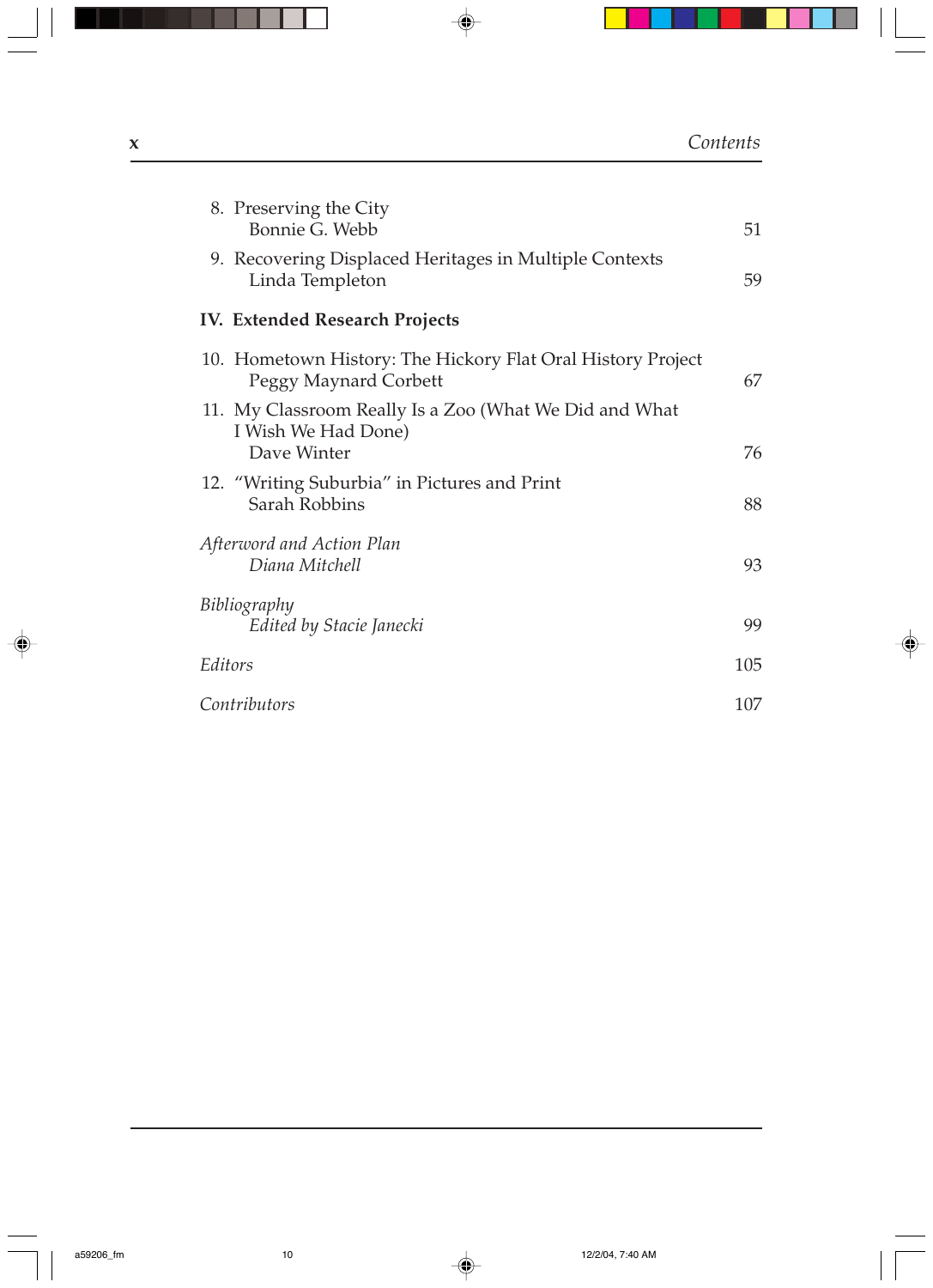8. Preserving the City
   Bonnie G. Webb — 51

9. Recovering Displaced Heritages in Multiple Contexts
   Linda Templeton — 59

**IV. Extended Research Projects**

10. Hometown History: The Hickory Flat Oral History Project
    Peggy Maynard Corbett — 67

11. My Classroom Really Is a Zoo (What We Did and What I Wish We Had Done)
    Dave Winter — 76

12. "Writing Suburbia" in Pictures and Print
    Sarah Robbins — 88

*Afterword and Action Plan*
   *Diana Mitchell* — 93

*Bibliography*
   *Edited by Stacie Janecki* — 99

*Editors* — 105

*Contributors* — 107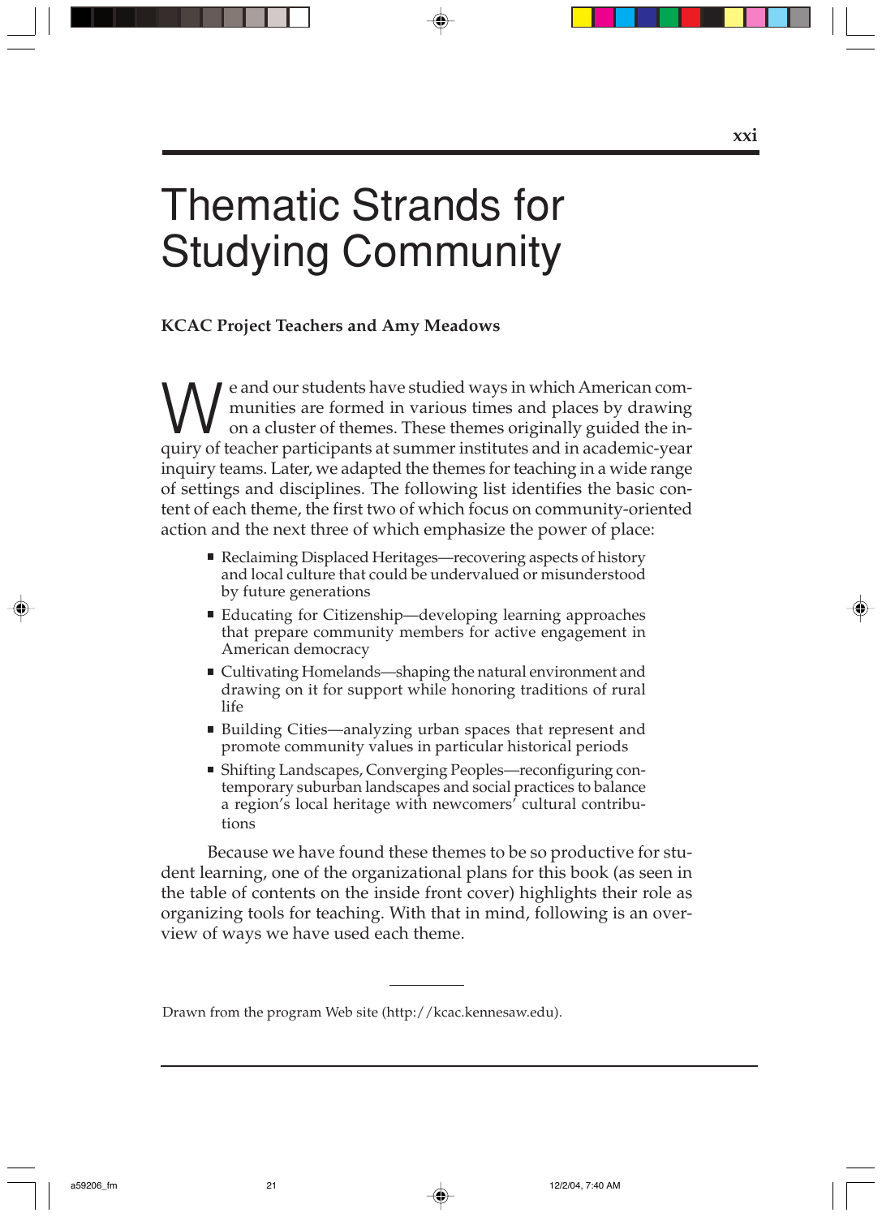# Thematic Strands for Studying Community

**KCAC Project Teachers and Amy Meadows**

We and our students have studied ways in which American communities are formed in various times and places by drawing on a cluster of themes. These themes originally guided the inquiry of teacher participants at summer institutes and in academic-year inquiry teams. Later, we adapted the themes for teaching in a wide range of settings and disciplines. The following list identifies the basic content of each theme, the first two of which focus on community-oriented action and the next three of which emphasize the power of place:

- Reclaiming Displaced Heritages—recovering aspects of history and local culture that could be undervalued or misunderstood by future generations
- Educating for Citizenship—developing learning approaches that prepare community members for active engagement in American democracy
- Cultivating Homelands—shaping the natural environment and drawing on it for support while honoring traditions of rural life
- Building Cities—analyzing urban spaces that represent and promote community values in particular historical periods
- Shifting Landscapes, Converging Peoples—reconfiguring contemporary suburban landscapes and social practices to balance a region's local heritage with newcomers' cultural contributions

Because we have found these themes to be so productive for student learning, one of the organizational plans for this book (as seen in the table of contents on the inside front cover) highlights their role as organizing tools for teaching. With that in mind, following is an overview of ways we have used each theme.

---

Drawn from the program Web site (http://kcac.kennesaw.edu).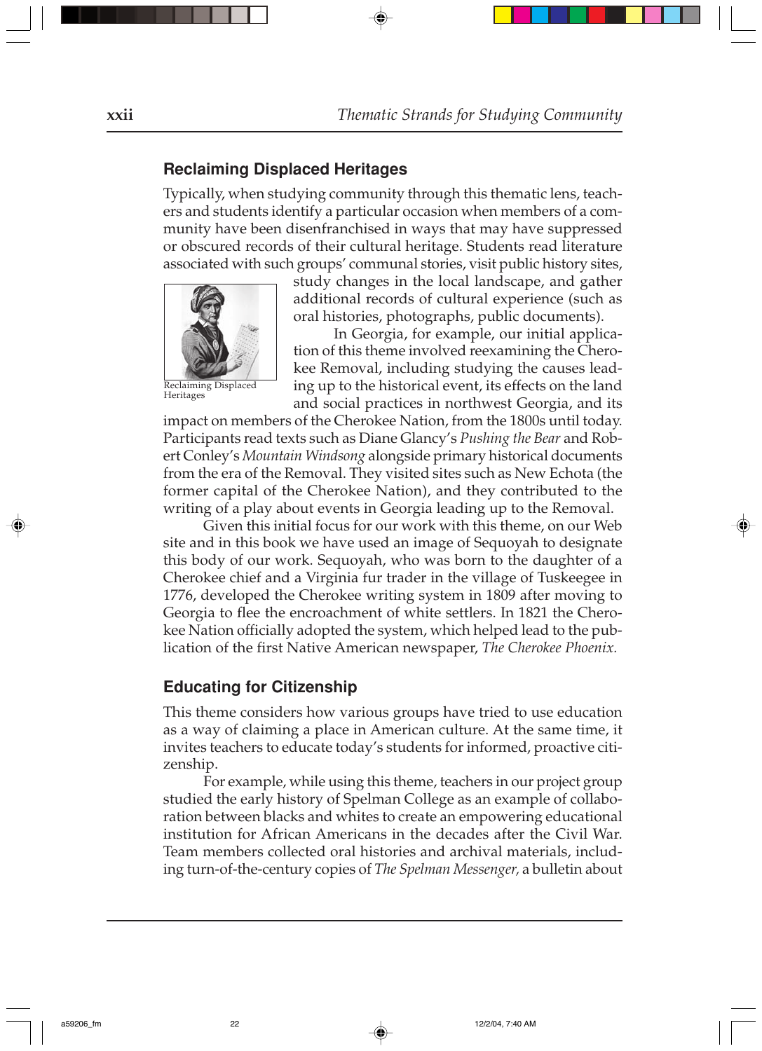## Reclaiming Displaced Heritages

Typically, when studying community through this thematic lens, teachers and students identify a particular occasion when members of a community have been disenfranchised in ways that may have suppressed or obscured records of their cultural heritage. Students read literature associated with such groups' communal stories, visit public history sites, study changes in the local landscape, and gather additional records of cultural experience (such as oral histories, photographs, public documents).

Reclaiming Displaced Heritages

In Georgia, for example, our initial application of this theme involved reexamining the Cherokee Removal, including studying the causes leading up to the historical event, its effects on the land and social practices in northwest Georgia, and its impact on members of the Cherokee Nation, from the 1800s until today. Participants read texts such as Diane Glancy's *Pushing the Bear* and Robert Conley's *Mountain Windsong* alongside primary historical documents from the era of the Removal. They visited sites such as New Echota (the former capital of the Cherokee Nation), and they contributed to the writing of a play about events in Georgia leading up to the Removal.

Given this initial focus for our work with this theme, on our Web site and in this book we have used an image of Sequoyah to designate this body of our work. Sequoyah, who was born to the daughter of a Cherokee chief and a Virginia fur trader in the village of Tuskeegee in 1776, developed the Cherokee writing system in 1809 after moving to Georgia to flee the encroachment of white settlers. In 1821 the Cherokee Nation officially adopted the system, which helped lead to the publication of the first Native American newspaper, *The Cherokee Phoenix.*

## Educating for Citizenship

This theme considers how various groups have tried to use education as a way of claiming a place in American culture. At the same time, it invites teachers to educate today's students for informed, proactive citizenship.

For example, while using this theme, teachers in our project group studied the early history of Spelman College as an example of collaboration between blacks and whites to create an empowering educational institution for African Americans in the decades after the Civil War. Team members collected oral histories and archival materials, including turn-of-the-century copies of *The Spelman Messenger,* a bulletin about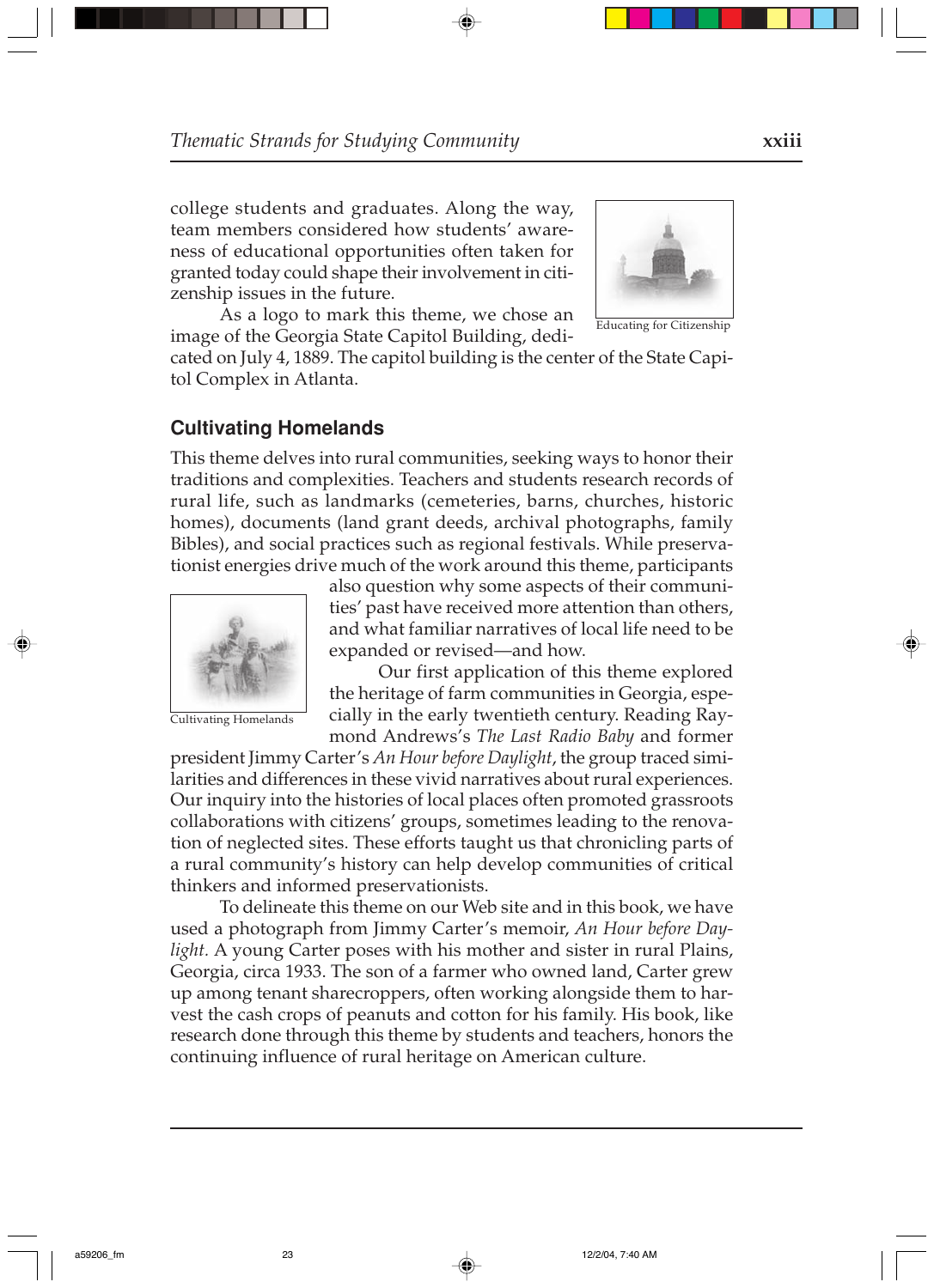college students and graduates. Along the way, team members considered how students' awareness of educational opportunities often taken for granted today could shape their involvement in citizenship issues in the future.

As a logo to mark this theme, we chose an image of the Georgia State Capitol Building, dedicated on July 4, 1889. The capitol building is the center of the State Capitol Complex in Atlanta.

Educating for Citizenship

## Cultivating Homelands

This theme delves into rural communities, seeking ways to honor their traditions and complexities. Teachers and students research records of rural life, such as landmarks (cemeteries, barns, churches, historic homes), documents (land grant deeds, archival photographs, family Bibles), and social practices such as regional festivals. While preservationist energies drive much of the work around this theme, participants also question why some aspects of their communities' past have received more attention than others, and what familiar narratives of local life need to be expanded or revised—and how.

Cultivating Homelands

Our first application of this theme explored the heritage of farm communities in Georgia, especially in the early twentieth century. Reading Raymond Andrews's *The Last Radio Baby* and former president Jimmy Carter's *An Hour before Daylight*, the group traced similarities and differences in these vivid narratives about rural experiences. Our inquiry into the histories of local places often promoted grassroots collaborations with citizens' groups, sometimes leading to the renovation of neglected sites. These efforts taught us that chronicling parts of a rural community's history can help develop communities of critical thinkers and informed preservationists.

To delineate this theme on our Web site and in this book, we have used a photograph from Jimmy Carter's memoir, *An Hour before Daylight.* A young Carter poses with his mother and sister in rural Plains, Georgia, circa 1933. The son of a farmer who owned land, Carter grew up among tenant sharecroppers, often working alongside them to harvest the cash crops of peanuts and cotton for his family. His book, like research done through this theme by students and teachers, honors the continuing influence of rural heritage on American culture.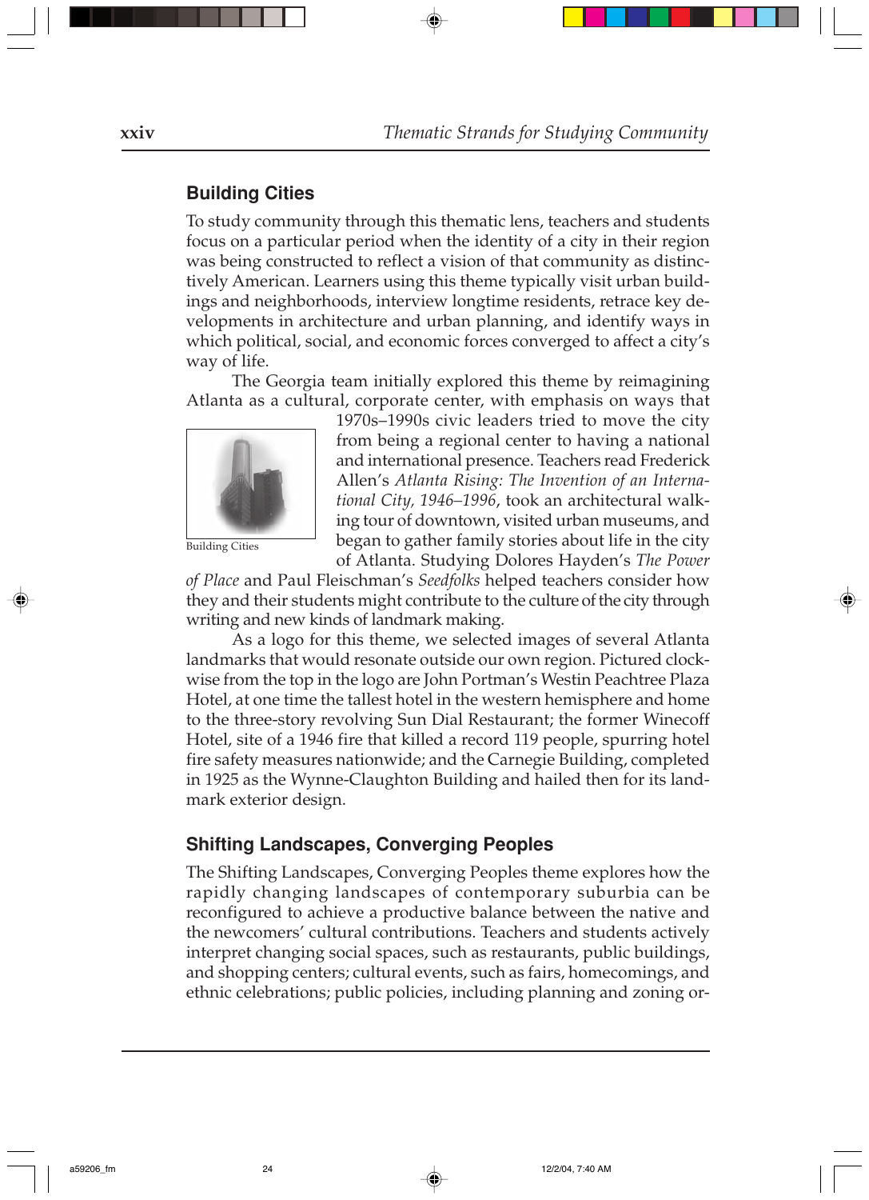## Building Cities

To study community through this thematic lens, teachers and students focus on a particular period when the identity of a city in their region was being constructed to reflect a vision of that community as distinctively American. Learners using this theme typically visit urban buildings and neighborhoods, interview longtime residents, retrace key developments in architecture and urban planning, and identify ways in which political, social, and economic forces converged to affect a city's way of life.

The Georgia team initially explored this theme by reimagining Atlanta as a cultural, corporate center, with emphasis on ways that 1970s–1990s civic leaders tried to move the city from being a regional center to having a national and international presence. Teachers read Frederick Allen's *Atlanta Rising: The Invention of an International City, 1946–1996*, took an architectural walking tour of downtown, visited urban museums, and began to gather family stories about life in the city of Atlanta. Studying Dolores Hayden's *The Power of Place* and Paul Fleischman's *Seedfolks* helped teachers consider how they and their students might contribute to the culture of the city through writing and new kinds of landmark making.

Building Cities

As a logo for this theme, we selected images of several Atlanta landmarks that would resonate outside our own region. Pictured clockwise from the top in the logo are John Portman's Westin Peachtree Plaza Hotel, at one time the tallest hotel in the western hemisphere and home to the three-story revolving Sun Dial Restaurant; the former Winecoff Hotel, site of a 1946 fire that killed a record 119 people, spurring hotel fire safety measures nationwide; and the Carnegie Building, completed in 1925 as the Wynne-Claughton Building and hailed then for its landmark exterior design.

## Shifting Landscapes, Converging Peoples

The Shifting Landscapes, Converging Peoples theme explores how the rapidly changing landscapes of contemporary suburbia can be reconfigured to achieve a productive balance between the native and the newcomers' cultural contributions. Teachers and students actively interpret changing social spaces, such as restaurants, public buildings, and shopping centers; cultural events, such as fairs, homecomings, and ethnic celebrations; public policies, including planning and zoning or-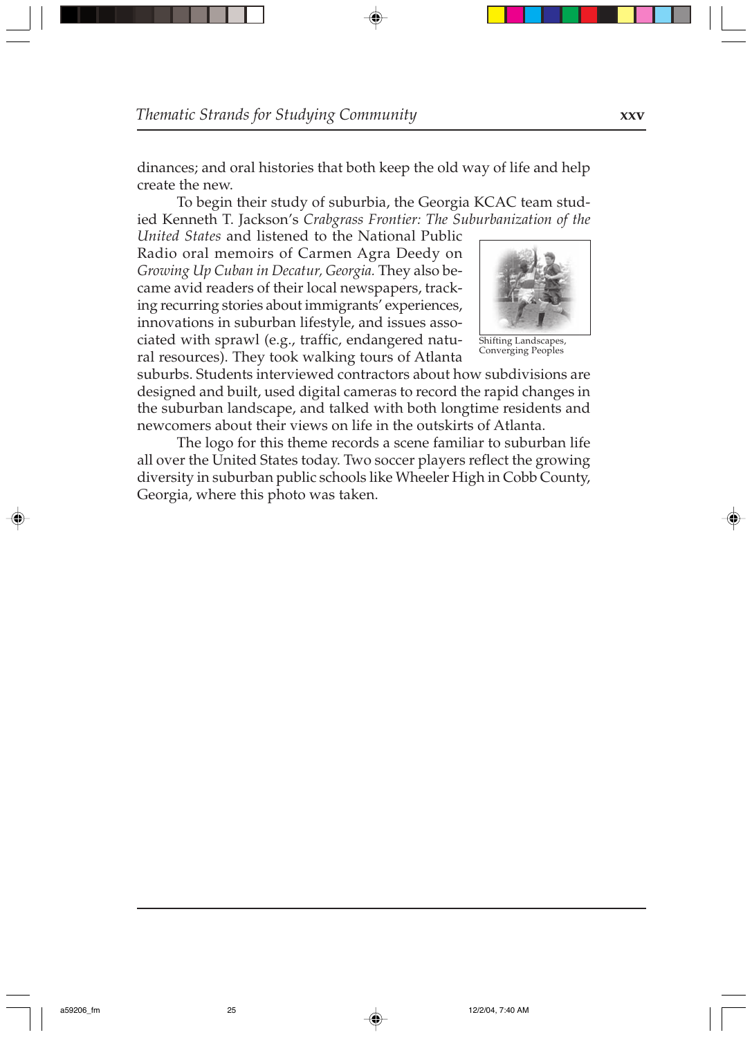dinances; and oral histories that both keep the old way of life and help create the new.

To begin their study of suburbia, the Georgia KCAC team studied Kenneth T. Jackson's *Crabgrass Frontier: The Suburbanization of the United States* and listened to the National Public Radio oral memoirs of Carmen Agra Deedy on *Growing Up Cuban in Decatur, Georgia.* They also became avid readers of their local newspapers, tracking recurring stories about immigrants' experiences, innovations in suburban lifestyle, and issues associated with sprawl (e.g., traffic, endangered natural resources). They took walking tours of Atlanta suburbs. Students interviewed contractors about how subdivisions are designed and built, used digital cameras to record the rapid changes in the suburban landscape, and talked with both longtime residents and newcomers about their views on life in the outskirts of Atlanta.

Shifting Landscapes, Converging Peoples

The logo for this theme records a scene familiar to suburban life all over the United States today. Two soccer players reflect the growing diversity in suburban public schools like Wheeler High in Cobb County, Georgia, where this photo was taken.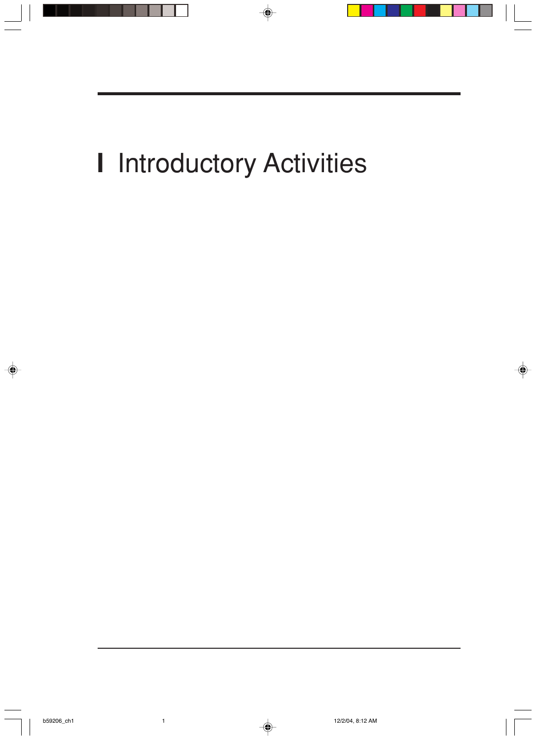# I Introductory Activities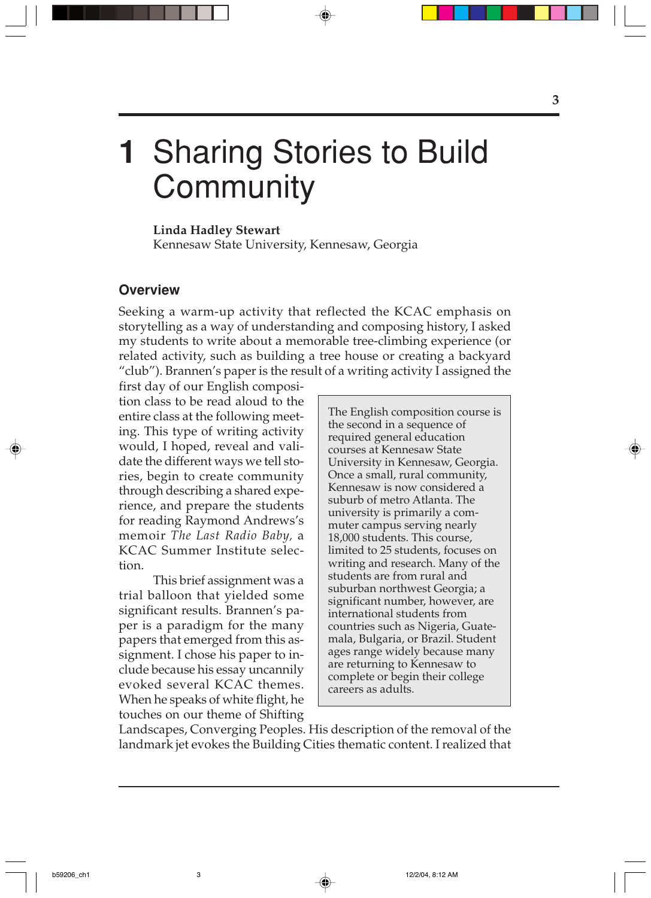# 1 Sharing Stories to Build Community

**Linda Hadley Stewart**
Kennesaw State University, Kennesaw, Georgia

## Overview

Seeking a warm-up activity that reflected the KCAC emphasis on storytelling as a way of understanding and composing history, I asked my students to write about a memorable tree-climbing experience (or related activity, such as building a tree house or creating a backyard "club"). Brannen's paper is the result of a writing activity I assigned the first day of our English composition class to be read aloud to the entire class at the following meeting. This type of writing activity would, I hoped, reveal and validate the different ways we tell stories, begin to create community through describing a shared experience, and prepare the students for reading Raymond Andrews's memoir *The Last Radio Baby*, a KCAC Summer Institute selection.

> The English composition course is the second in a sequence of required general education courses at Kennesaw State University in Kennesaw, Georgia. Once a small, rural community, Kennesaw is now considered a suburb of metro Atlanta. The university is primarily a commuter campus serving nearly 18,000 students. This course, limited to 25 students, focuses on writing and research. Many of the students are from rural and suburban northwest Georgia; a significant number, however, are international students from countries such as Nigeria, Guatemala, Bulgaria, or Brazil. Student ages range widely because many are returning to Kennesaw to complete or begin their college careers as adults.

This brief assignment was a trial balloon that yielded some significant results. Brannen's paper is a paradigm for the many papers that emerged from this assignment. I chose his paper to include because his essay uncannily evoked several KCAC themes. When he speaks of white flight, he touches on our theme of Shifting Landscapes, Converging Peoples. His description of the removal of the landmark jet evokes the Building Cities thematic content. I realized that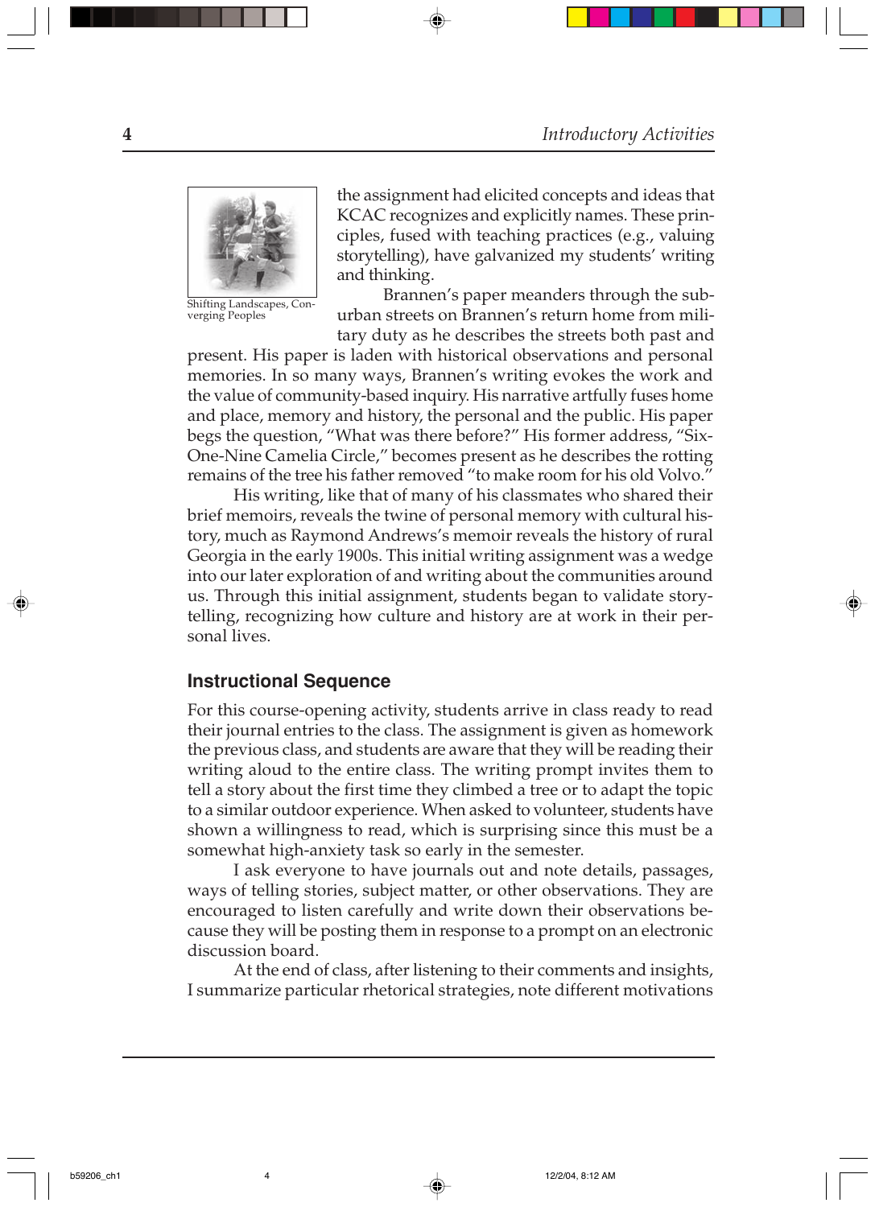the assignment had elicited concepts and ideas that KCAC recognizes and explicitly names. These principles, fused with teaching practices (e.g., valuing storytelling), have galvanized my students' writing and thinking.

Shifting Landscapes, Converging Peoples

Brannen's paper meanders through the suburban streets on Brannen's return home from military duty as he describes the streets both past and present. His paper is laden with historical observations and personal memories. In so many ways, Brannen's writing evokes the work and the value of community-based inquiry. His narrative artfully fuses home and place, memory and history, the personal and the public. His paper begs the question, "What was there before?" His former address, "Six-One-Nine Camelia Circle," becomes present as he describes the rotting remains of the tree his father removed "to make room for his old Volvo."

His writing, like that of many of his classmates who shared their brief memoirs, reveals the twine of personal memory with cultural history, much as Raymond Andrews's memoir reveals the history of rural Georgia in the early 1900s. This initial writing assignment was a wedge into our later exploration of and writing about the communities around us. Through this initial assignment, students began to validate storytelling, recognizing how culture and history are at work in their personal lives.

## Instructional Sequence

For this course-opening activity, students arrive in class ready to read their journal entries to the class. The assignment is given as homework the previous class, and students are aware that they will be reading their writing aloud to the entire class. The writing prompt invites them to tell a story about the first time they climbed a tree or to adapt the topic to a similar outdoor experience. When asked to volunteer, students have shown a willingness to read, which is surprising since this must be a somewhat high-anxiety task so early in the semester.

I ask everyone to have journals out and note details, passages, ways of telling stories, subject matter, or other observations. They are encouraged to listen carefully and write down their observations because they will be posting them in response to a prompt on an electronic discussion board.

At the end of class, after listening to their comments and insights, I summarize particular rhetorical strategies, note different motivations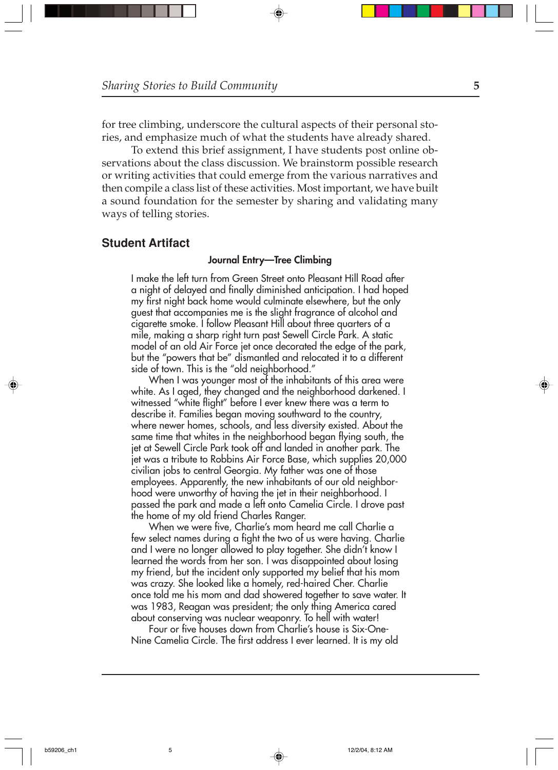for tree climbing, underscore the cultural aspects of their personal stories, and emphasize much of what the students have already shared.

To extend this brief assignment, I have students post online observations about the class discussion. We brainstorm possible research or writing activities that could emerge from the various narratives and then compile a class list of these activities. Most important, we have built a sound foundation for the semester by sharing and validating many ways of telling stories.

## Student Artifact

### Journal Entry—Tree Climbing

I make the left turn from Green Street onto Pleasant Hill Road after a night of delayed and finally diminished anticipation. I had hoped my first night back home would culminate elsewhere, but the only guest that accompanies me is the slight fragrance of alcohol and cigarette smoke. I follow Pleasant Hill about three quarters of a mile, making a sharp right turn past Sewell Circle Park. A static model of an old Air Force jet once decorated the edge of the park, but the "powers that be" dismantled and relocated it to a different side of town. This is the "old neighborhood."

When I was younger most of the inhabitants of this area were white. As I aged, they changed and the neighborhood darkened. I witnessed "white flight" before I ever knew there was a term to describe it. Families began moving southward to the country, where newer homes, schools, and less diversity existed. About the same time that whites in the neighborhood began flying south, the jet at Sewell Circle Park took off and landed in another park. The jet was a tribute to Robbins Air Force Base, which supplies 20,000 civilian jobs to central Georgia. My father was one of those employees. Apparently, the new inhabitants of our old neighborhood were unworthy of having the jet in their neighborhood. I passed the park and made a left onto Camelia Circle. I drove past the home of my old friend Charles Ranger.

When we were five, Charlie's mom heard me call Charlie a few select names during a fight the two of us were having. Charlie and I were no longer allowed to play together. She didn't know I learned the words from her son. I was disappointed about losing my friend, but the incident only supported my belief that his mom was crazy. She looked like a homely, red-haired Cher. Charlie once told me his mom and dad showered together to save water. It was 1983, Reagan was president; the only thing America cared about conserving was nuclear weaponry. To hell with water!

Four or five houses down from Charlie's house is Six-One-Nine Camelia Circle. The first address I ever learned. It is my old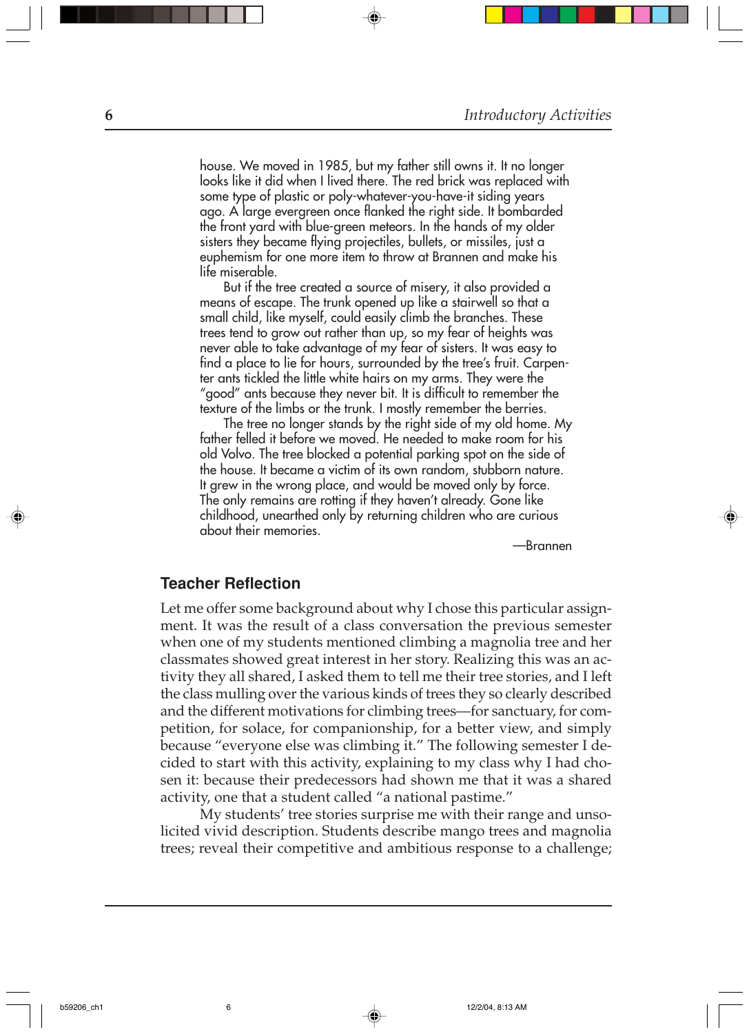house. We moved in 1985, but my father still owns it. It no longer looks like it did when I lived there. The red brick was replaced with some type of plastic or poly-whatever-you-have-it siding years ago. A large evergreen once flanked the right side. It bombarded the front yard with blue-green meteors. In the hands of my older sisters they became flying projectiles, bullets, or missiles, just a euphemism for one more item to throw at Brannen and make his life miserable.

But if the tree created a source of misery, it also provided a means of escape. The trunk opened up like a stairwell so that a small child, like myself, could easily climb the branches. These trees tend to grow out rather than up, so my fear of heights was never able to take advantage of my fear of sisters. It was easy to find a place to lie for hours, surrounded by the tree's fruit. Carpenter ants tickled the little white hairs on my arms. They were the "good" ants because they never bit. It is difficult to remember the texture of the limbs or the trunk. I mostly remember the berries.

The tree no longer stands by the right side of my old home. My father felled it before we moved. He needed to make room for his old Volvo. The tree blocked a potential parking spot on the side of the house. It became a victim of its own random, stubborn nature. It grew in the wrong place, and would be moved only by force. The only remains are rotting if they haven't already. Gone like childhood, unearthed only by returning children who are curious about their memories.

—Brannen

## Teacher Reflection

Let me offer some background about why I chose this particular assignment. It was the result of a class conversation the previous semester when one of my students mentioned climbing a magnolia tree and her classmates showed great interest in her story. Realizing this was an activity they all shared, I asked them to tell me their tree stories, and I left the class mulling over the various kinds of trees they so clearly described and the different motivations for climbing trees—for sanctuary, for competition, for solace, for companionship, for a better view, and simply because "everyone else was climbing it." The following semester I decided to start with this activity, explaining to my class why I had chosen it: because their predecessors had shown me that it was a shared activity, one that a student called "a national pastime."

My students' tree stories surprise me with their range and unsolicited vivid description. Students describe mango trees and magnolia trees; reveal their competitive and ambitious response to a challenge;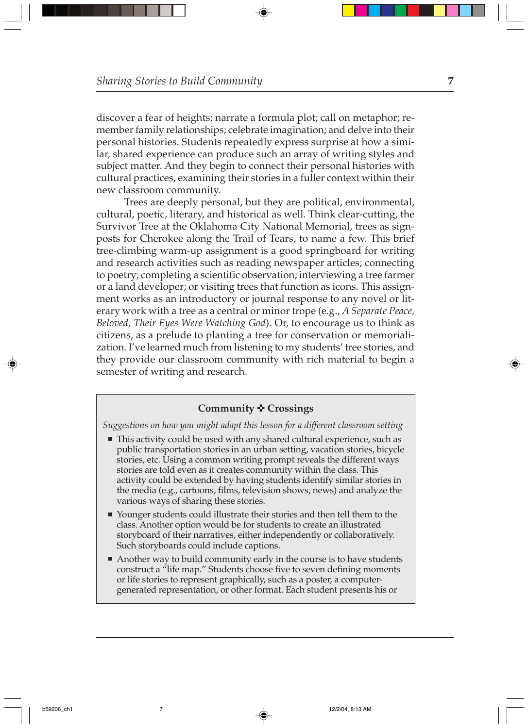discover a fear of heights; narrate a formula plot; call on metaphor; remember family relationships; celebrate imagination; and delve into their personal histories. Students repeatedly express surprise at how a similar, shared experience can produce such an array of writing styles and subject matter. And they begin to connect their personal histories with cultural practices, examining their stories in a fuller context within their new classroom community.

Trees are deeply personal, but they are political, environmental, cultural, poetic, literary, and historical as well. Think clear-cutting, the Survivor Tree at the Oklahoma City National Memorial, trees as signposts for Cherokee along the Trail of Tears, to name a few. This brief tree-climbing warm-up assignment is a good springboard for writing and research activities such as reading newspaper articles; connecting to poetry; completing a scientific observation; interviewing a tree farmer or a land developer; or visiting trees that function as icons. This assignment works as an introductory or journal response to any novel or literary work with a tree as a central or minor trope (e.g., *A Separate Peace*, *Beloved*, *Their Eyes Were Watching God*). Or, to encourage us to think as citizens, as a prelude to planting a tree for conservation or memorialization. I've learned much from listening to my students' tree stories, and they provide our classroom community with rich material to begin a semester of writing and research.

**Community ✜ Crossings**

*Suggestions on how you might adapt this lesson for a different classroom setting*

- This activity could be used with any shared cultural experience, such as public transportation stories in an urban setting, vacation stories, bicycle stories, etc. Using a common writing prompt reveals the different ways stories are told even as it creates community within the class. This activity could be extended by having students identify similar stories in the media (e.g., cartoons, films, television shows, news) and analyze the various ways of sharing these stories.
- Younger students could illustrate their stories and then tell them to the class. Another option would be for students to create an illustrated storyboard of their narratives, either independently or collaboratively. Such storyboards could include captions.
- Another way to build community early in the course is to have students construct a "life map." Students choose five to seven defining moments or life stories to represent graphically, such as a poster, a computer-generated representation, or other format. Each student presents his or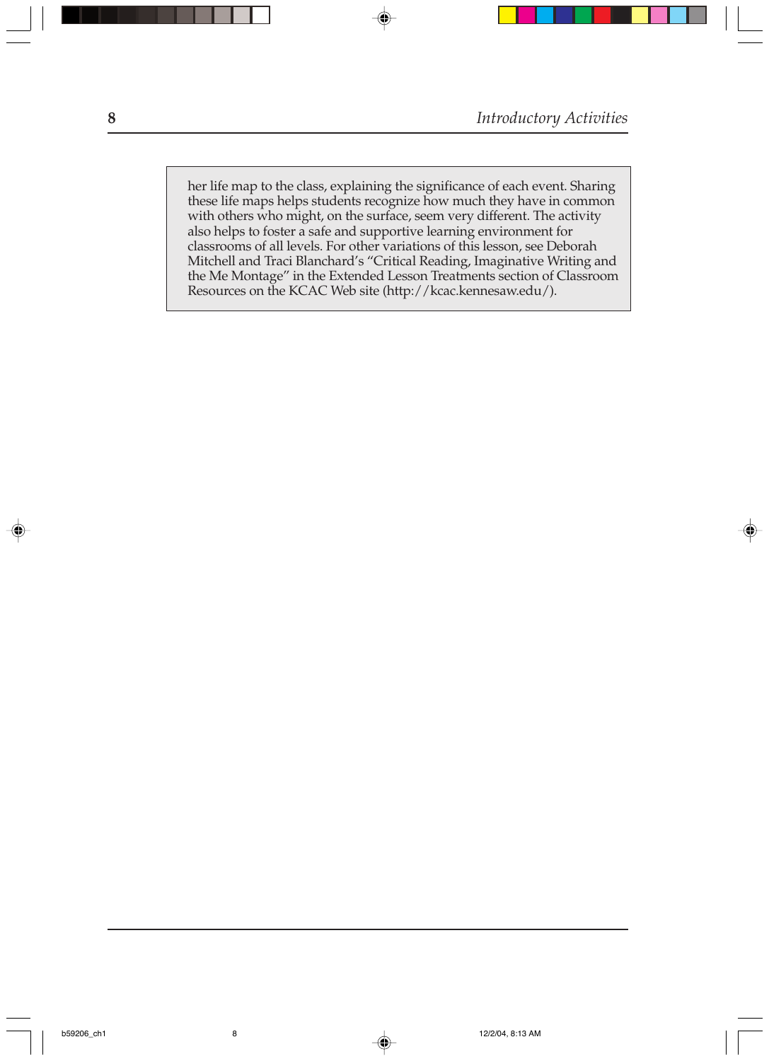her life map to the class, explaining the significance of each event. Sharing these life maps helps students recognize how much they have in common with others who might, on the surface, seem very different. The activity also helps to foster a safe and supportive learning environment for classrooms of all levels. For other variations of this lesson, see Deborah Mitchell and Traci Blanchard's "Critical Reading, Imaginative Writing and the Me Montage" in the Extended Lesson Treatments section of Classroom Resources on the KCAC Web site (http://kcac.kennesaw.edu/).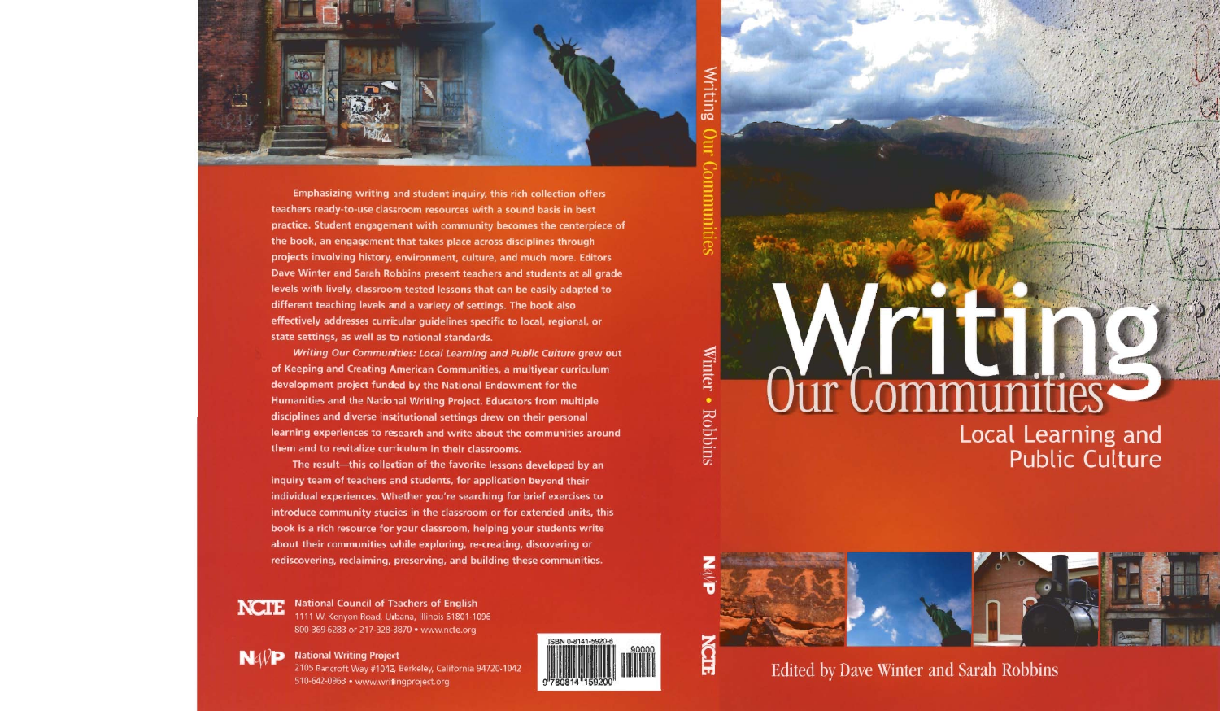Emphasizing writing and student inquiry, this rich collection offers teachers ready-to-use classroom resources with a sound basis in best practice. Student engagement with community becomes the centerpiece of the book, an engagement that takes place across disciplines through projects involving history, environment, culture, and much more. Editors Dave Winter and Sarah Robbins present teachers and students at all grade levels with lively, classroom-tested lessons that can be easily adapted to different teaching levels and a variety of settings. The book also effectively addresses curricular guidelines specific to local, regional, or state settings, as well as to national standards.

*Writing Our Communities: Local Learning and Public Culture* grew out of Keeping and Creating American Communities, a multiyear curriculum development project funded by the National Endowment for the Humanities and the National Writing Project. Educators from multiple disciplines and diverse institutional settings drew on their personal learning experiences to research and write about the communities around them and to revitalize curriculum in their classrooms.

The result—this collection of the favorite lessons developed by an inquiry team of teachers and students, for application beyond their individual experiences. Whether you're searching for brief exercises to introduce community studies in the classroom or for extended units, this book is a rich resource for your classroom, helping your students write about their communities while exploring, re-creating, discovering or rediscovering, reclaiming, preserving, and building these communities.

**NCTE** National Council of Teachers of English
1111 W. Kenyon Road, Urbana, Illinois 61801-1096
800-369-6283 or 217-328-3870 • www.ncte.org

**NWP** National Writing Project
2105 Bancroft Way #1042, Berkeley, California 94720-1042
510-642-0963 • www.writingproject.org

ISBN 0-8141-5920-6
90000
9 780814 159200

Writing Our Communities
Winter • Robbins

# Writing Our Communities

## Local Learning and Public Culture

Edited by Dave Winter and Sarah Robbins